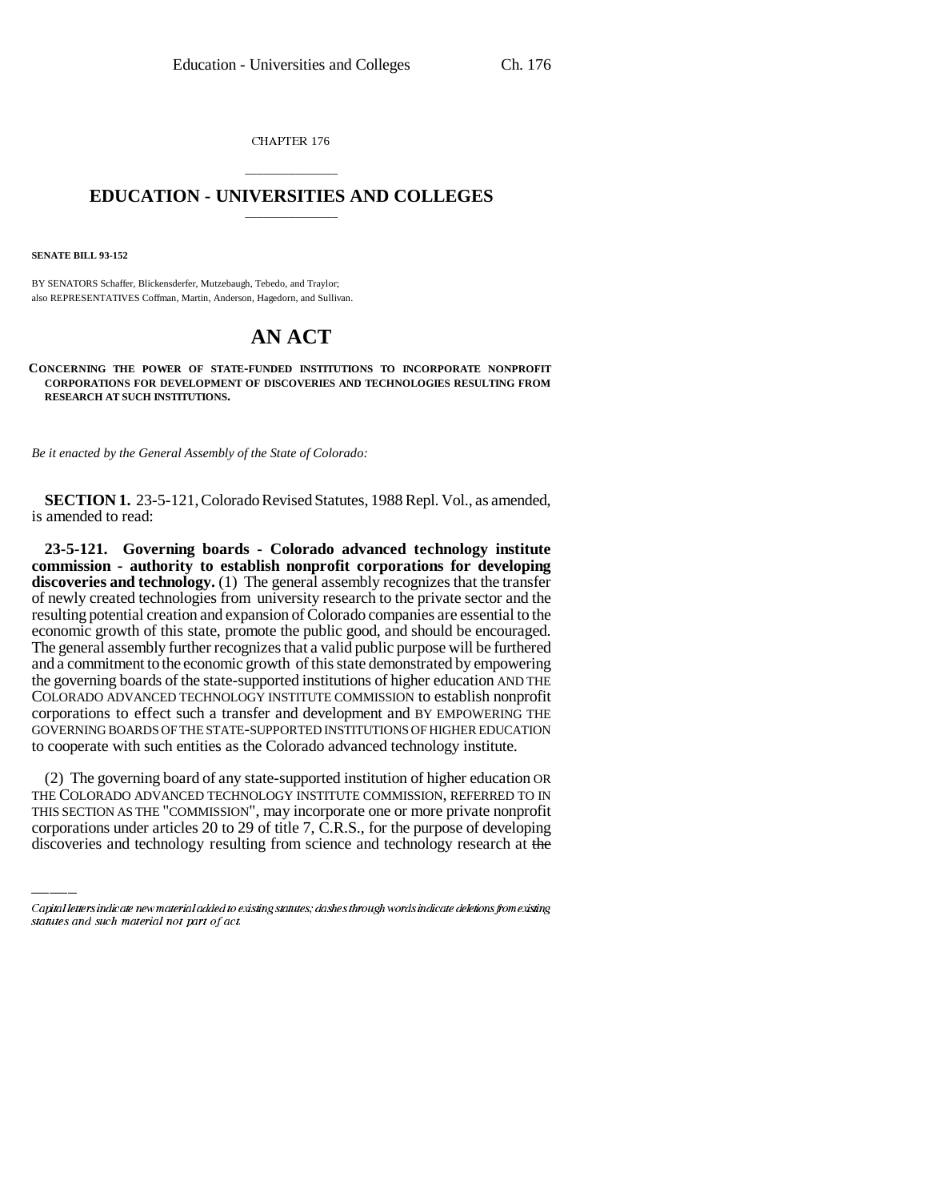CHAPTER 176

# EDUCATION - UNIVERSITIES AND COLLEGES

**SENATE BILL 93-152**

BY SENATORS Schaffer, Blickensderfer, Mutzebaugh, Tebedo, and Traylor;
also REPRESENTATIVES Coffman, Martin, Anderson, Hagedorn, and Sullivan.

# AN ACT

**CONCERNING THE POWER OF STATE-FUNDED INSTITUTIONS TO INCORPORATE NONPROFIT CORPORATIONS FOR DEVELOPMENT OF DISCOVERIES AND TECHNOLOGIES RESULTING FROM RESEARCH AT SUCH INSTITUTIONS.**

*Be it enacted by the General Assembly of the State of Colorado:*

**SECTION 1.** 23-5-121, Colorado Revised Statutes, 1988 Repl. Vol., as amended, is amended to read:

**23-5-121. Governing boards - Colorado advanced technology institute commission - authority to establish nonprofit corporations for developing discoveries and technology.** (1) The general assembly recognizes that the transfer of newly created technologies from university research to the private sector and the resulting potential creation and expansion of Colorado companies are essential to the economic growth of this state, promote the public good, and should be encouraged. The general assembly further recognizes that a valid public purpose will be furthered and a commitment to the economic growth of this state demonstrated by empowering the governing boards of the state-supported institutions of higher education AND THE COLORADO ADVANCED TECHNOLOGY INSTITUTE COMMISSION to establish nonprofit corporations to effect such a transfer and development and BY EMPOWERING THE GOVERNING BOARDS OF THE STATE-SUPPORTED INSTITUTIONS OF HIGHER EDUCATION to cooperate with such entities as the Colorado advanced technology institute.

(2) The governing board of any state-supported institution of higher education OR THE COLORADO ADVANCED TECHNOLOGY INSTITUTE COMMISSION, REFERRED TO IN THIS SECTION AS THE "COMMISSION", may incorporate one or more private nonprofit corporations under articles 20 to 29 of title 7, C.R.S., for the purpose of developing discoveries and technology resulting from science and technology research at ~~the~~

Capital letters indicate new material added to existing statutes; dashes through words indicate deletions from existing statutes and such material not part of act.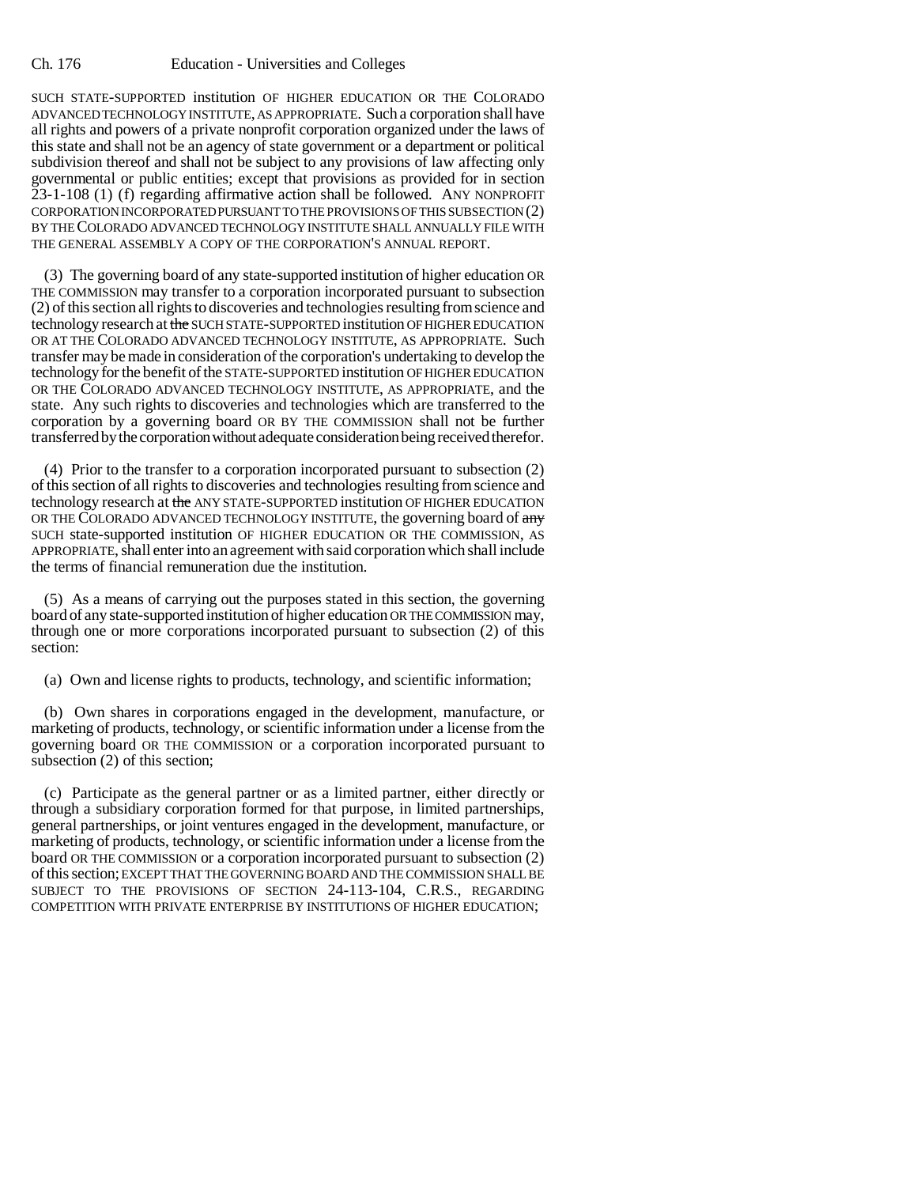SUCH STATE-SUPPORTED institution OF HIGHER EDUCATION OR THE COLORADO ADVANCED TECHNOLOGY INSTITUTE, AS APPROPRIATE. Such a corporation shall have all rights and powers of a private nonprofit corporation organized under the laws of this state and shall not be an agency of state government or a department or political subdivision thereof and shall not be subject to any provisions of law affecting only governmental or public entities; except that provisions as provided for in section 23-1-108 (1) (f) regarding affirmative action shall be followed. ANY NONPROFIT CORPORATION INCORPORATED PURSUANT TO THE PROVISIONS OF THIS SUBSECTION (2) BY THE COLORADO ADVANCED TECHNOLOGY INSTITUTE SHALL ANNUALLY FILE WITH THE GENERAL ASSEMBLY A COPY OF THE CORPORATION'S ANNUAL REPORT.

(3) The governing board of any state-supported institution of higher education OR THE COMMISSION may transfer to a corporation incorporated pursuant to subsection (2) of this section all rights to discoveries and technologies resulting from science and technology research at ~~the~~ SUCH STATE-SUPPORTED institution OF HIGHER EDUCATION OR AT THE COLORADO ADVANCED TECHNOLOGY INSTITUTE, AS APPROPRIATE. Such transfer may be made in consideration of the corporation's undertaking to develop the technology for the benefit of the STATE-SUPPORTED institution OF HIGHER EDUCATION OR THE COLORADO ADVANCED TECHNOLOGY INSTITUTE, AS APPROPRIATE, and the state. Any such rights to discoveries and technologies which are transferred to the corporation by a governing board OR BY THE COMMISSION shall not be further transferred by the corporation without adequate consideration being received therefor.

(4) Prior to the transfer to a corporation incorporated pursuant to subsection (2) of this section of all rights to discoveries and technologies resulting from science and technology research at ~~the~~ ANY STATE-SUPPORTED institution OF HIGHER EDUCATION OR THE COLORADO ADVANCED TECHNOLOGY INSTITUTE, the governing board of ~~any~~ SUCH state-supported institution OF HIGHER EDUCATION OR THE COMMISSION, AS APPROPRIATE, shall enter into an agreement with said corporation which shall include the terms of financial remuneration due the institution.

(5) As a means of carrying out the purposes stated in this section, the governing board of any state-supported institution of higher education OR THE COMMISSION may, through one or more corporations incorporated pursuant to subsection (2) of this section:

(a) Own and license rights to products, technology, and scientific information;

(b) Own shares in corporations engaged in the development, manufacture, or marketing of products, technology, or scientific information under a license from the governing board OR THE COMMISSION or a corporation incorporated pursuant to subsection (2) of this section;

(c) Participate as the general partner or as a limited partner, either directly or through a subsidiary corporation formed for that purpose, in limited partnerships, general partnerships, or joint ventures engaged in the development, manufacture, or marketing of products, technology, or scientific information under a license from the board OR THE COMMISSION or a corporation incorporated pursuant to subsection (2) of this section; EXCEPT THAT THE GOVERNING BOARD AND THE COMMISSION SHALL BE SUBJECT TO THE PROVISIONS OF SECTION 24-113-104, C.R.S., REGARDING COMPETITION WITH PRIVATE ENTERPRISE BY INSTITUTIONS OF HIGHER EDUCATION;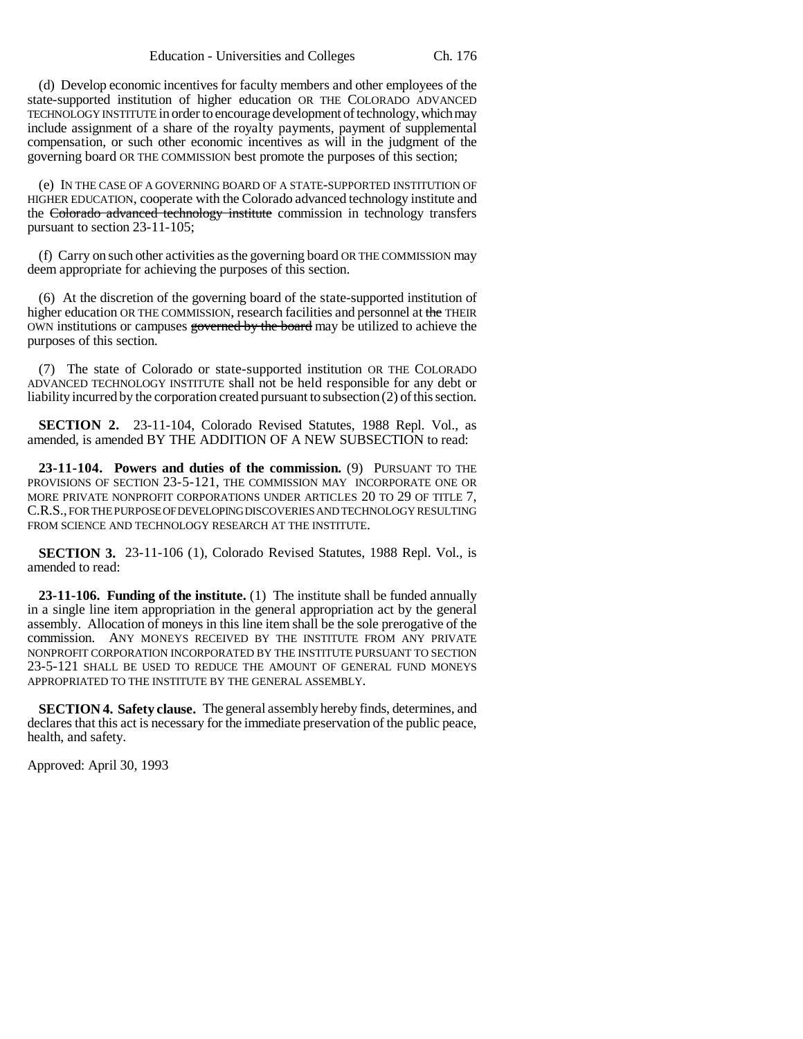(d) Develop economic incentives for faculty members and other employees of the state-supported institution of higher education OR THE COLORADO ADVANCED TECHNOLOGY INSTITUTE in order to encourage development of technology, which may include assignment of a share of the royalty payments, payment of supplemental compensation, or such other economic incentives as will in the judgment of the governing board OR THE COMMISSION best promote the purposes of this section;

(e) IN THE CASE OF A GOVERNING BOARD OF A STATE-SUPPORTED INSTITUTION OF HIGHER EDUCATION, cooperate with the Colorado advanced technology institute and the ~~Colorado advanced technology institute~~ commission in technology transfers pursuant to section 23-11-105;

(f) Carry on such other activities as the governing board OR THE COMMISSION may deem appropriate for achieving the purposes of this section.

(6) At the discretion of the governing board of the state-supported institution of higher education OR THE COMMISSION, research facilities and personnel at ~~the~~ THEIR OWN institutions or campuses ~~governed by the board~~ may be utilized to achieve the purposes of this section.

(7) The state of Colorado or state-supported institution OR THE COLORADO ADVANCED TECHNOLOGY INSTITUTE shall not be held responsible for any debt or liability incurred by the corporation created pursuant to subsection (2) of this section.

**SECTION 2.** 23-11-104, Colorado Revised Statutes, 1988 Repl. Vol., as amended, is amended BY THE ADDITION OF A NEW SUBSECTION to read:

**23-11-104. Powers and duties of the commission.** (9) PURSUANT TO THE PROVISIONS OF SECTION 23-5-121, THE COMMISSION MAY INCORPORATE ONE OR MORE PRIVATE NONPROFIT CORPORATIONS UNDER ARTICLES 20 TO 29 OF TITLE 7, C.R.S., FOR THE PURPOSE OF DEVELOPING DISCOVERIES AND TECHNOLOGY RESULTING FROM SCIENCE AND TECHNOLOGY RESEARCH AT THE INSTITUTE.

**SECTION 3.** 23-11-106 (1), Colorado Revised Statutes, 1988 Repl. Vol., is amended to read:

**23-11-106. Funding of the institute.** (1) The institute shall be funded annually in a single line item appropriation in the general appropriation act by the general assembly. Allocation of moneys in this line item shall be the sole prerogative of the commission. ANY MONEYS RECEIVED BY THE INSTITUTE FROM ANY PRIVATE NONPROFIT CORPORATION INCORPORATED BY THE INSTITUTE PURSUANT TO SECTION 23-5-121 SHALL BE USED TO REDUCE THE AMOUNT OF GENERAL FUND MONEYS APPROPRIATED TO THE INSTITUTE BY THE GENERAL ASSEMBLY.

**SECTION 4. Safety clause.** The general assembly hereby finds, determines, and declares that this act is necessary for the immediate preservation of the public peace, health, and safety.

Approved: April 30, 1993